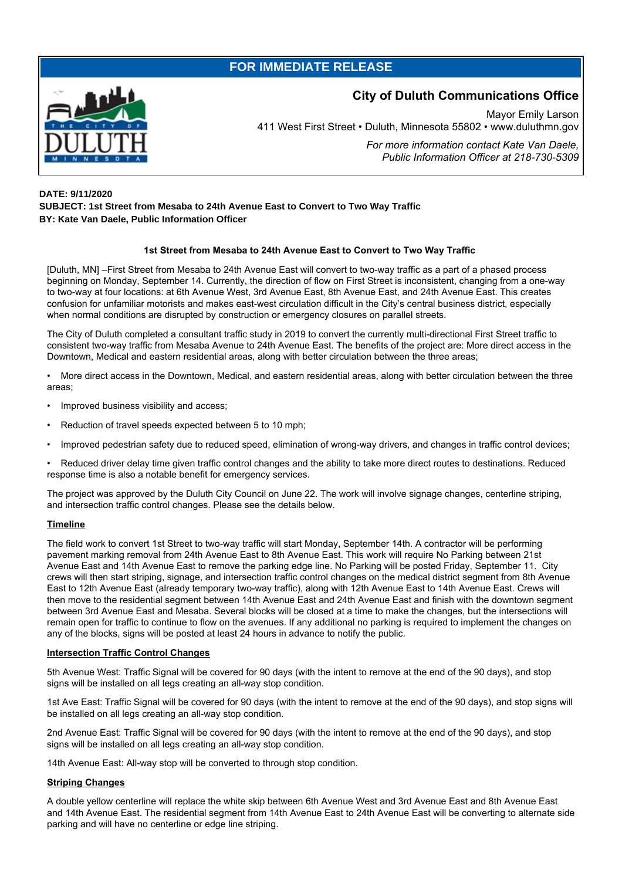## FOR IMMEDIATE RELEASE

### City of Duluth Communications Office

Mayor Emily Larson
411 West First Street • Duluth, Minnesota 55802 • www.duluthmn.gov

*For more information contact Kate Van Daele, Public Information Officer at 218-730-5309*

**DATE: 9/11/2020**
**SUBJECT: 1st Street from Mesaba to 24th Avenue East to Convert to Two Way Traffic**
**BY: Kate Van Daele, Public Information Officer**

**1st Street from Mesaba to 24th Avenue East to Convert to Two Way Traffic**

[Duluth, MN] –First Street from Mesaba to 24th Avenue East will convert to two-way traffic as a part of a phased process beginning on Monday, September 14. Currently, the direction of flow on First Street is inconsistent, changing from a one-way to two-way at four locations: at 6th Avenue West, 3rd Avenue East, 8th Avenue East, and 24th Avenue East. This creates confusion for unfamiliar motorists and makes east-west circulation difficult in the City's central business district, especially when normal conditions are disrupted by construction or emergency closures on parallel streets.

The City of Duluth completed a consultant traffic study in 2019 to convert the currently multi-directional First Street traffic to consistent two-way traffic from Mesaba Avenue to 24th Avenue East. The benefits of the project are: More direct access in the Downtown, Medical and eastern residential areas, along with better circulation between the three areas;

- More direct access in the Downtown, Medical, and eastern residential areas, along with better circulation between the three areas;
- Improved business visibility and access;
- Reduction of travel speeds expected between 5 to 10 mph;
- Improved pedestrian safety due to reduced speed, elimination of wrong-way drivers, and changes in traffic control devices;
- Reduced driver delay time given traffic control changes and the ability to take more direct routes to destinations. Reduced response time is also a notable benefit for emergency services.

The project was approved by the Duluth City Council on June 22. The work will involve signage changes, centerline striping, and intersection traffic control changes. Please see the details below.

**Timeline**

The field work to convert 1st Street to two-way traffic will start Monday, September 14th. A contractor will be performing pavement marking removal from 24th Avenue East to 8th Avenue East. This work will require No Parking between 21st Avenue East and 14th Avenue East to remove the parking edge line. No Parking will be posted Friday, September 11. City crews will then start striping, signage, and intersection traffic control changes on the medical district segment from 8th Avenue East to 12th Avenue East (already temporary two-way traffic), along with 12th Avenue East to 14th Avenue East. Crews will then move to the residential segment between 14th Avenue East and 24th Avenue East and finish with the downtown segment between 3rd Avenue East and Mesaba. Several blocks will be closed at a time to make the changes, but the intersections will remain open for traffic to continue to flow on the avenues. If any additional no parking is required to implement the changes on any of the blocks, signs will be posted at least 24 hours in advance to notify the public.

**Intersection Traffic Control Changes**

5th Avenue West: Traffic Signal will be covered for 90 days (with the intent to remove at the end of the 90 days), and stop signs will be installed on all legs creating an all-way stop condition.

1st Ave East: Traffic Signal will be covered for 90 days (with the intent to remove at the end of the 90 days), and stop signs will be installed on all legs creating an all-way stop condition.

2nd Avenue East: Traffic Signal will be covered for 90 days (with the intent to remove at the end of the 90 days), and stop signs will be installed on all legs creating an all-way stop condition.

14th Avenue East: All-way stop will be converted to through stop condition.

**Striping Changes**

A double yellow centerline will replace the white skip between 6th Avenue West and 3rd Avenue East and 8th Avenue East and 14th Avenue East. The residential segment from 14th Avenue East to 24th Avenue East will be converting to alternate side parking and will have no centerline or edge line striping.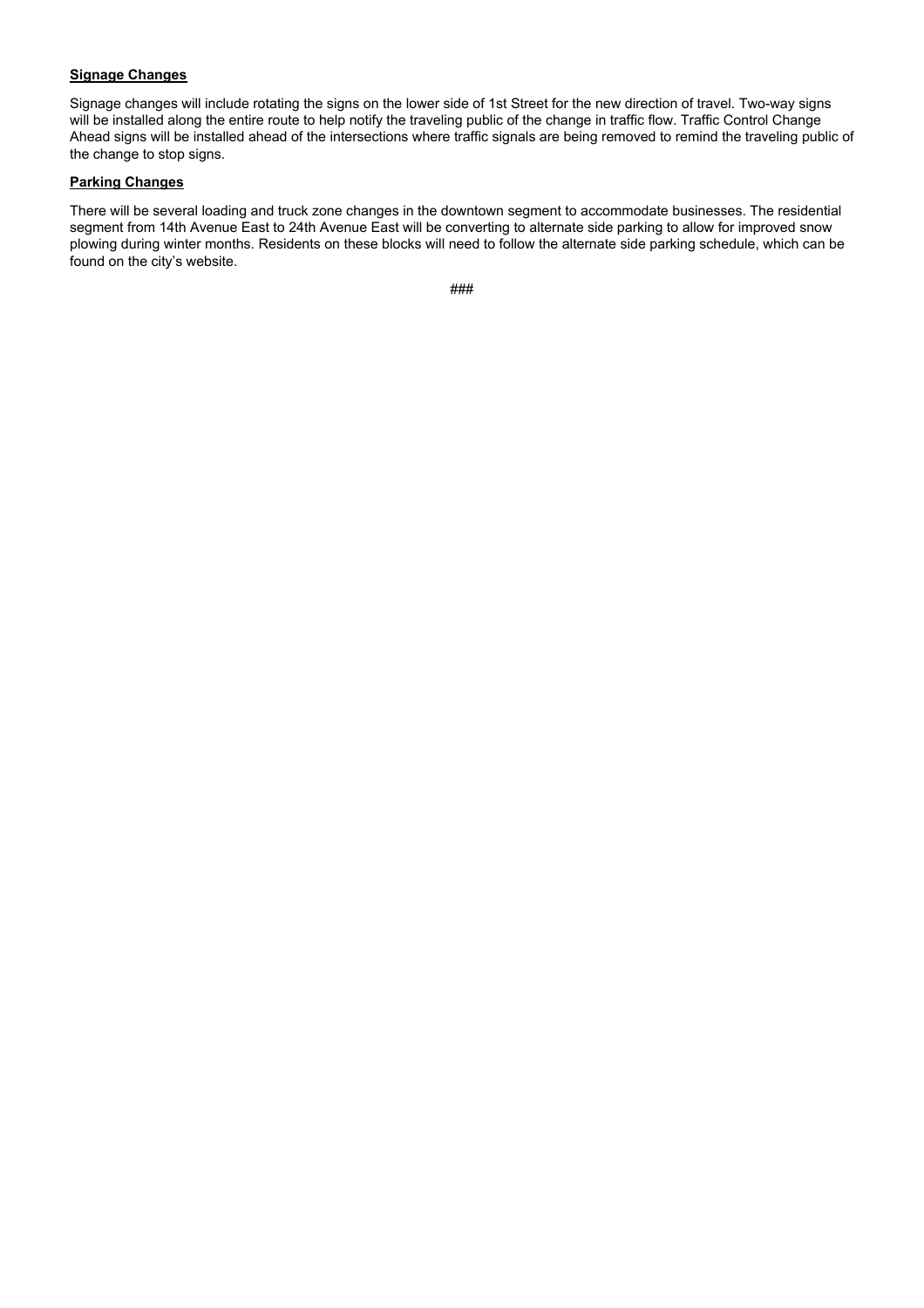**Signage Changes**

Signage changes will include rotating the signs on the lower side of 1st Street for the new direction of travel. Two-way signs will be installed along the entire route to help notify the traveling public of the change in traffic flow. Traffic Control Change Ahead signs will be installed ahead of the intersections where traffic signals are being removed to remind the traveling public of the change to stop signs.

**Parking Changes**

There will be several loading and truck zone changes in the downtown segment to accommodate businesses. The residential segment from 14th Avenue East to 24th Avenue East will be converting to alternate side parking to allow for improved snow plowing during winter months. Residents on these blocks will need to follow the alternate side parking schedule, which can be found on the city's website.

###